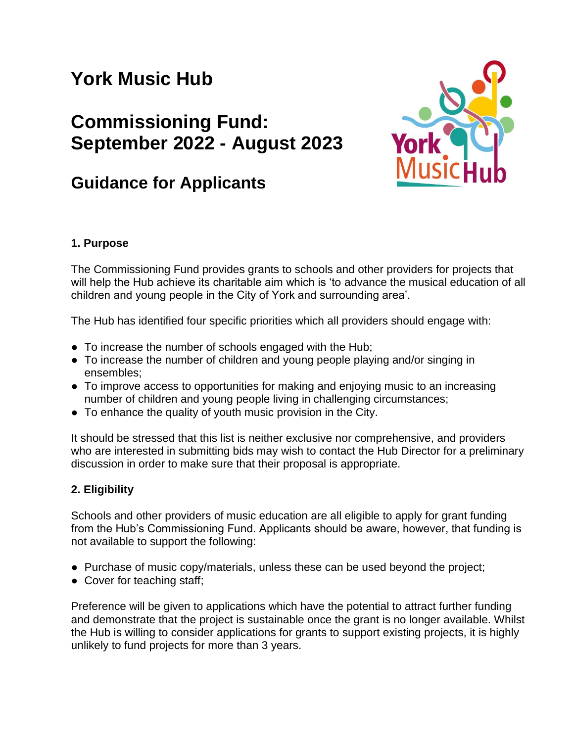# York Music Hub

# Commissioning Fund: September 2022 - August 2023

## Guidance for Applicants

### 1. Purpose

The Commissioning Fund provides grants to schools and other providers for projects that will help the Hub achieve its charitable aim which is ‘to advance the musical education of all children and young people in the City of York and surrounding area’.

The Hub has identified four specific priorities which all providers should engage with:

- To increase the number of schools engaged with the Hub;
- To increase the number of children and young people playing and/or singing in ensembles;
- To improve access to opportunities for making and enjoying music to an increasing number of children and young people living in challenging circumstances;
- To enhance the quality of youth music provision in the City.

It should be stressed that this list is neither exclusive nor comprehensive, and providers who are interested in submitting bids may wish to contact the Hub Director for a preliminary discussion in order to make sure that their proposal is appropriate.

### 2. Eligibility

Schools and other providers of music education are all eligible to apply for grant funding from the Hub’s Commissioning Fund. Applicants should be aware, however, that funding is not available to support the following:

- Purchase of music copy/materials, unless these can be used beyond the project;
- Cover for teaching staff;

Preference will be given to applications which have the potential to attract further funding and demonstrate that the project is sustainable once the grant is no longer available. Whilst the Hub is willing to consider applications for grants to support existing projects, it is highly unlikely to fund projects for more than 3 years.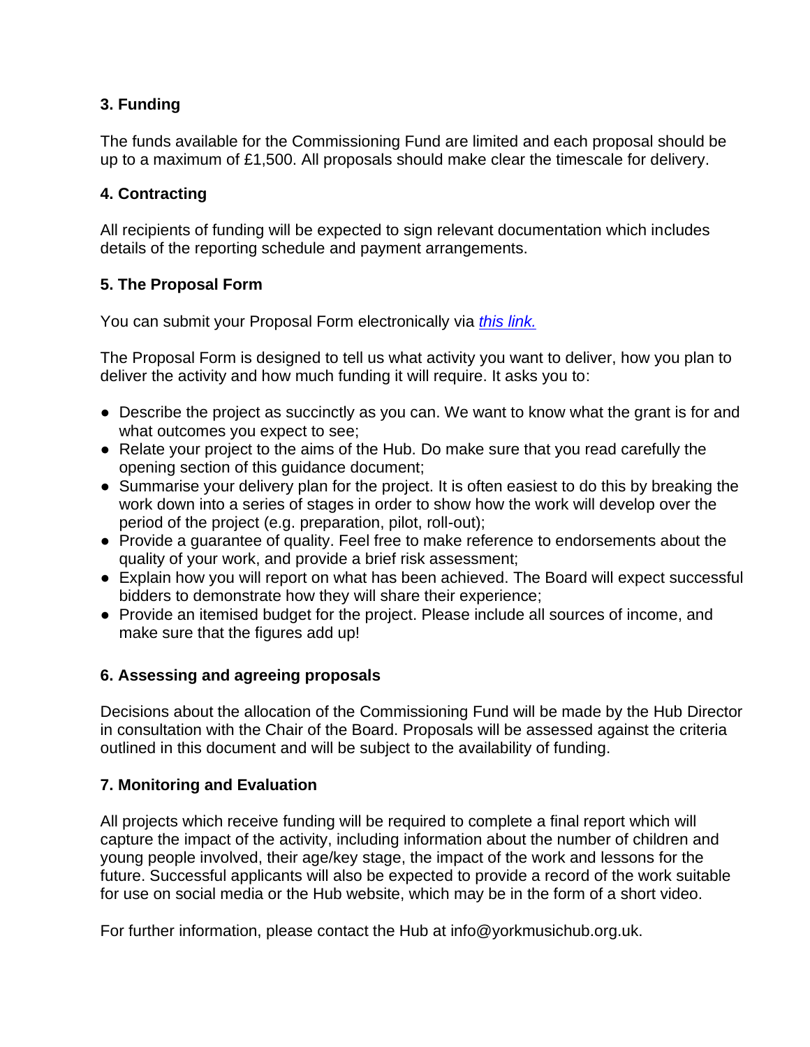### 3. Funding

The funds available for the Commissioning Fund are limited and each proposal should be up to a maximum of £1,500. All proposals should make clear the timescale for delivery.

### 4. Contracting

All recipients of funding will be expected to sign relevant documentation which includes details of the reporting schedule and payment arrangements.

### 5. The Proposal Form

You can submit your Proposal Form electronically via *this link.*

The Proposal Form is designed to tell us what activity you want to deliver, how you plan to deliver the activity and how much funding it will require. It asks you to:

- Describe the project as succinctly as you can. We want to know what the grant is for and what outcomes you expect to see;
- Relate your project to the aims of the Hub. Do make sure that you read carefully the opening section of this guidance document;
- Summarise your delivery plan for the project. It is often easiest to do this by breaking the work down into a series of stages in order to show how the work will develop over the period of the project (e.g. preparation, pilot, roll-out);
- Provide a guarantee of quality. Feel free to make reference to endorsements about the quality of your work, and provide a brief risk assessment;
- Explain how you will report on what has been achieved. The Board will expect successful bidders to demonstrate how they will share their experience;
- Provide an itemised budget for the project. Please include all sources of income, and make sure that the figures add up!

### 6. Assessing and agreeing proposals

Decisions about the allocation of the Commissioning Fund will be made by the Hub Director in consultation with the Chair of the Board. Proposals will be assessed against the criteria outlined in this document and will be subject to the availability of funding.

### 7. Monitoring and Evaluation

All projects which receive funding will be required to complete a final report which will capture the impact of the activity, including information about the number of children and young people involved, their age/key stage, the impact of the work and lessons for the future. Successful applicants will also be expected to provide a record of the work suitable for use on social media or the Hub website, which may be in the form of a short video.

For further information, please contact the Hub at info@yorkmusichub.org.uk.